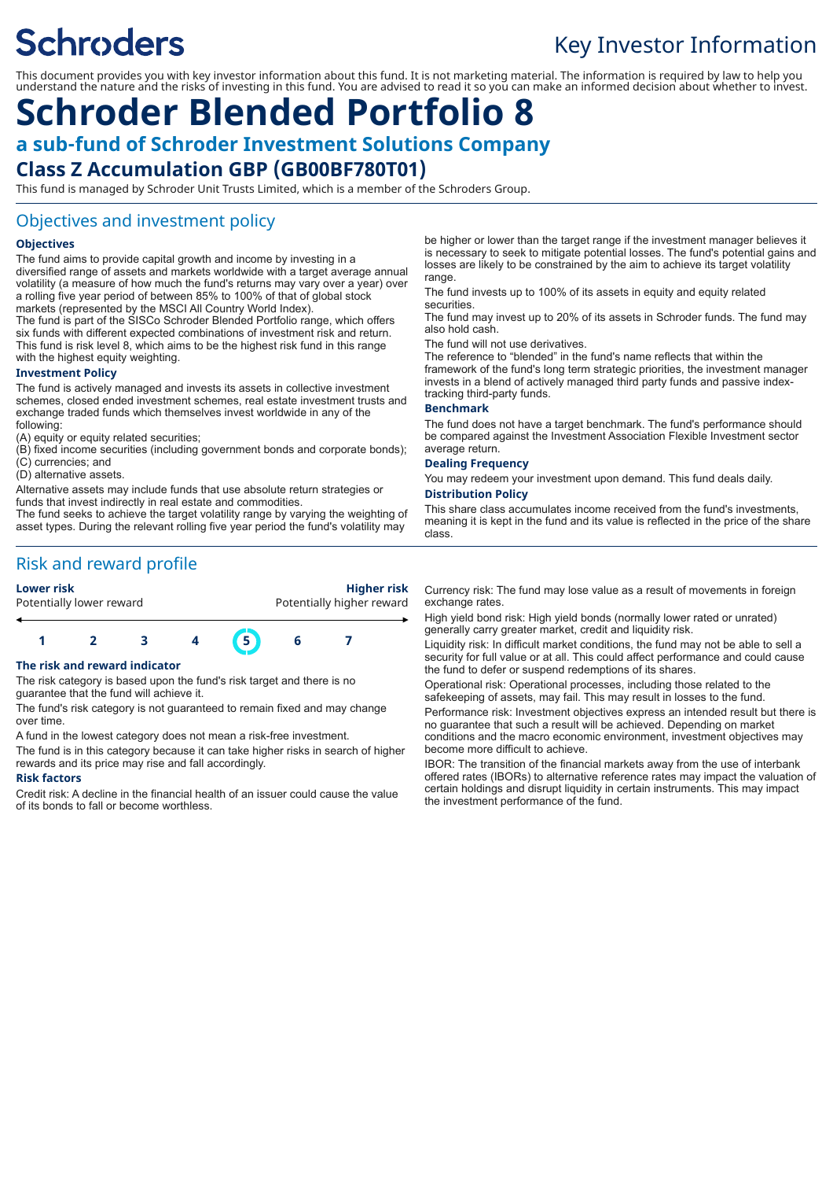Schroders

# Key Investor Information

This document provides you with key investor information about this fund. It is not marketing material. The information is required by law to help you understand the nature and the risks of investing in this fund. You are advised to read it so you can make an informed decision about whether to invest.

# Schroder Blended Portfolio 8

## a sub-fund of Schroder Investment Solutions Company

## Class Z Accumulation GBP (GB00BF780T01)

This fund is managed by Schroder Unit Trusts Limited, which is a member of the Schroders Group.

## Objectives and investment policy

### Objectives

The fund aims to provide capital growth and income by investing in a diversified range of assets and markets worldwide with a target average annual volatility (a measure of how much the fund's returns may vary over a year) over a rolling five year period of between 85% to 100% of that of global stock markets (represented by the MSCI All Country World Index).

The fund is part of the SISCo Schroder Blended Portfolio range, which offers six funds with different expected combinations of investment risk and return. This fund is risk level 8, which aims to be the highest risk fund in this range with the highest equity weighting.

### Investment Policy

The fund is actively managed and invests its assets in collective investment schemes, closed ended investment schemes, real estate investment trusts and exchange traded funds which themselves invest worldwide in any of the following:

(A) equity or equity related securities;

(B) fixed income securities (including government bonds and corporate bonds);

(C) currencies; and

(D) alternative assets.

Alternative assets may include funds that use absolute return strategies or funds that invest indirectly in real estate and commodities.

The fund seeks to achieve the target volatility range by varying the weighting of asset types. During the relevant rolling five year period the fund's volatility may be higher or lower than the target range if the investment manager believes it is necessary to seek to mitigate potential losses. The fund's potential gains and losses are likely to be constrained by the aim to achieve its target volatility range.

The fund invests up to 100% of its assets in equity and equity related securities.

The fund may invest up to 20% of its assets in Schroder funds. The fund may also hold cash.

The fund will not use derivatives.

The reference to "blended" in the fund's name reflects that within the framework of the fund's long term strategic priorities, the investment manager invests in a blend of actively managed third party funds and passive index-tracking third-party funds.

### Benchmark

The fund does not have a target benchmark. The fund's performance should be compared against the Investment Association Flexible Investment sector average return.

### Dealing Frequency

You may redeem your investment upon demand. This fund deals daily.

### Distribution Policy

This share class accumulates income received from the fund's investments, meaning it is kept in the fund and its value is reflected in the price of the share class.

## Risk and reward profile

| **Lower risk** | | | | | | **Higher risk** |
|---|---|---|---|---|---|---|
| Potentially lower reward | | | | | | Potentially higher reward |
| 1 | 2 | 3 | 4 | **5** | 6 | 7 |

### The risk and reward indicator

The risk category is based upon the fund's risk target and there is no guarantee that the fund will achieve it.

The fund's risk category is not guaranteed to remain fixed and may change over time.

A fund in the lowest category does not mean a risk-free investment.

The fund is in this category because it can take higher risks in search of higher rewards and its price may rise and fall accordingly.

### Risk factors

Credit risk: A decline in the financial health of an issuer could cause the value of its bonds to fall or become worthless.

Currency risk: The fund may lose value as a result of movements in foreign exchange rates.

High yield bond risk: High yield bonds (normally lower rated or unrated) generally carry greater market, credit and liquidity risk.

Liquidity risk: In difficult market conditions, the fund may not be able to sell a security for full value or at all. This could affect performance and could cause the fund to defer or suspend redemptions of its shares.

Operational risk: Operational processes, including those related to the safekeeping of assets, may fail. This may result in losses to the fund.

Performance risk: Investment objectives express an intended result but there is no guarantee that such a result will be achieved. Depending on market conditions and the macro economic environment, investment objectives may become more difficult to achieve.

IBOR: The transition of the financial markets away from the use of interbank offered rates (IBORs) to alternative reference rates may impact the valuation of certain holdings and disrupt liquidity in certain instruments. This may impact the investment performance of the fund.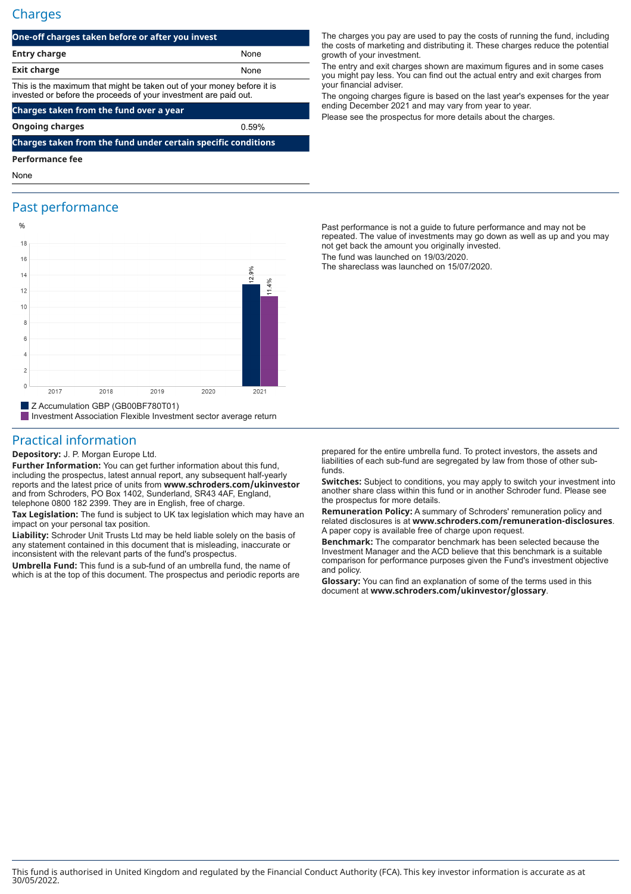## Charges

| One-off charges taken before or after you invest | |
|---|---|
| **Entry charge** | None |
| **Exit charge** | None |
| This is the maximum that might be taken out of your money before it is invested or before the proceeds of your investment are paid out. | |
| **Charges taken from the fund over a year** | |
| **Ongoing charges** | 0.59% |
| **Charges taken from the fund under certain specific conditions** | |
| **Performance fee** | |
| None | |

The charges you pay are used to pay the costs of running the fund, including the costs of marketing and distributing it. These charges reduce the potential growth of your investment.

The entry and exit charges shown are maximum figures and in some cases you might pay less. You can find out the actual entry and exit charges from your financial adviser.

The ongoing charges figure is based on the last year's expenses for the year ending December 2021 and may vary from year to year.

Please see the prospectus for more details about the charges.

## Past performance

%

18
16
14
12
10
8
6
4
2
0

2017 2018 2019 2020 2021

12.9%
11.4%

Z Accumulation GBP (GB00BF780T01)

Investment Association Flexible Investment sector average return

Past performance is not a guide to future performance and may not be repeated. The value of investments may go down as well as up and you may not get back the amount you originally invested.

The fund was launched on 19/03/2020.

The shareclass was launched on 15/07/2020.

## Practical information

**Depository:** J. P. Morgan Europe Ltd.

**Further Information:** You can get further information about this fund, including the prospectus, latest annual report, any subsequent half-yearly reports and the latest price of units from **www.schroders.com/ukinvestor** and from Schroders, PO Box 1402, Sunderland, SR43 4AF, England, telephone 0800 182 2399. They are in English, free of charge.

**Tax Legislation:** The fund is subject to UK tax legislation which may have an impact on your personal tax position.

**Liability:** Schroder Unit Trusts Ltd may be held liable solely on the basis of any statement contained in this document that is misleading, inaccurate or inconsistent with the relevant parts of the fund's prospectus.

**Umbrella Fund:** This fund is a sub-fund of an umbrella fund, the name of which is at the top of this document. The prospectus and periodic reports are prepared for the entire umbrella fund. To protect investors, the assets and liabilities of each sub-fund are segregated by law from those of other sub-funds.

**Switches:** Subject to conditions, you may apply to switch your investment into another share class within this fund or in another Schroder fund. Please see the prospectus for more details.

**Remuneration Policy:** A summary of Schroders' remuneration policy and related disclosures is at **www.schroders.com/remuneration-disclosures**. A paper copy is available free of charge upon request.

**Benchmark:** The comparator benchmark has been selected because the Investment Manager and the ACD believe that this benchmark is a suitable comparison for performance purposes given the Fund's investment objective and policy.

**Glossary:** You can find an explanation of some of the terms used in this document at **www.schroders.com/ukinvestor/glossary**.

This fund is authorised in United Kingdom and regulated by the Financial Conduct Authority (FCA). This key investor information is accurate as at 30/05/2022.